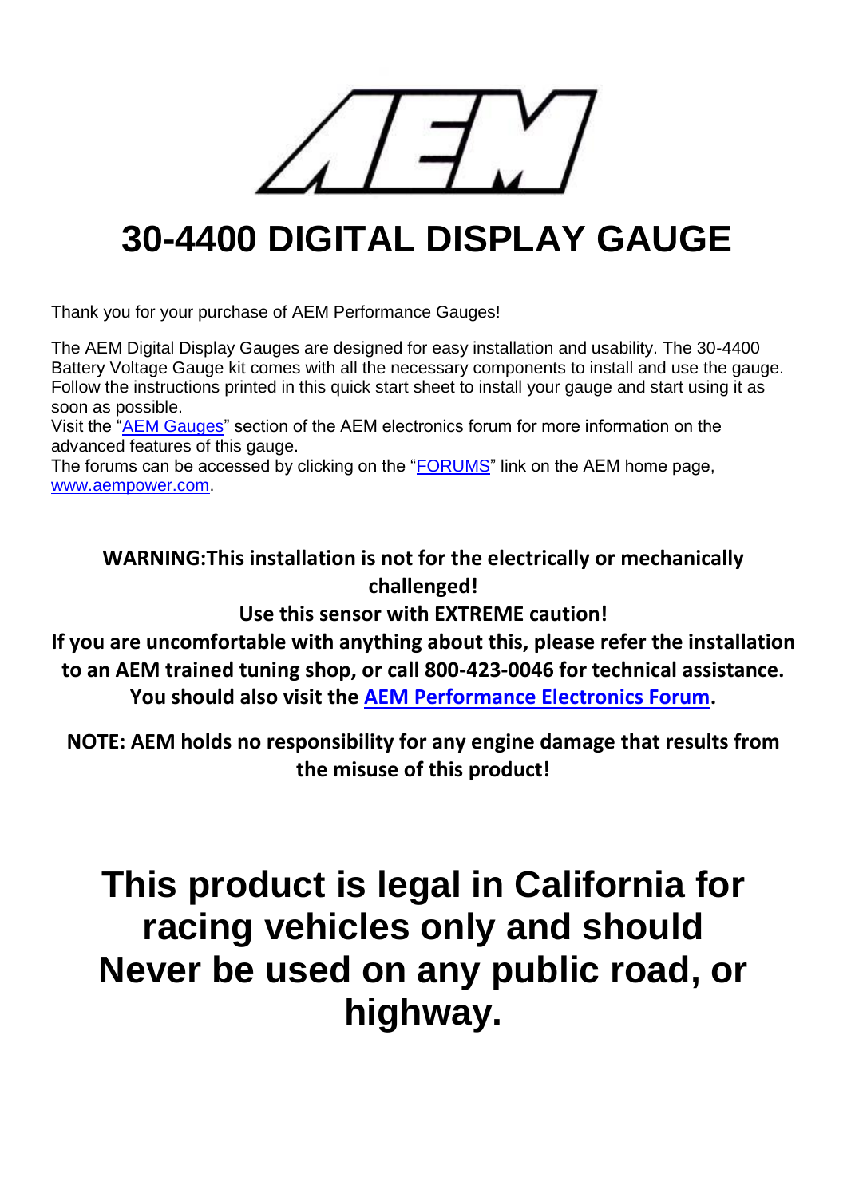# 30-4400 DIGITAL DISPLAY GAUGE

Thank you for your purchase of AEM Performance Gauges!

The AEM Digital Display Gauges are designed for easy installation and usability. The 30-4400 Battery Voltage Gauge kit comes with all the necessary components to install and use the gauge. Follow the instructions printed in this quick start sheet to install your gauge and start using it as soon as possible.
Visit the "AEM Gauges" section of the AEM electronics forum for more information on the advanced features of this gauge.
The forums can be accessed by clicking on the "FORUMS" link on the AEM home page, www.aempower.com.

**WARNING:This installation is not for the electrically or mechanically challenged!**
**Use this sensor with EXTREME caution!**
**If you are uncomfortable with anything about this, please refer the installation to an AEM trained tuning shop, or call 800-423-0046 for technical assistance.**
**You should also visit the AEM Performance Electronics Forum.**

**NOTE: AEM holds no responsibility for any engine damage that results from the misuse of this product!**

# This product is legal in California for racing vehicles only and should Never be used on any public road, or highway.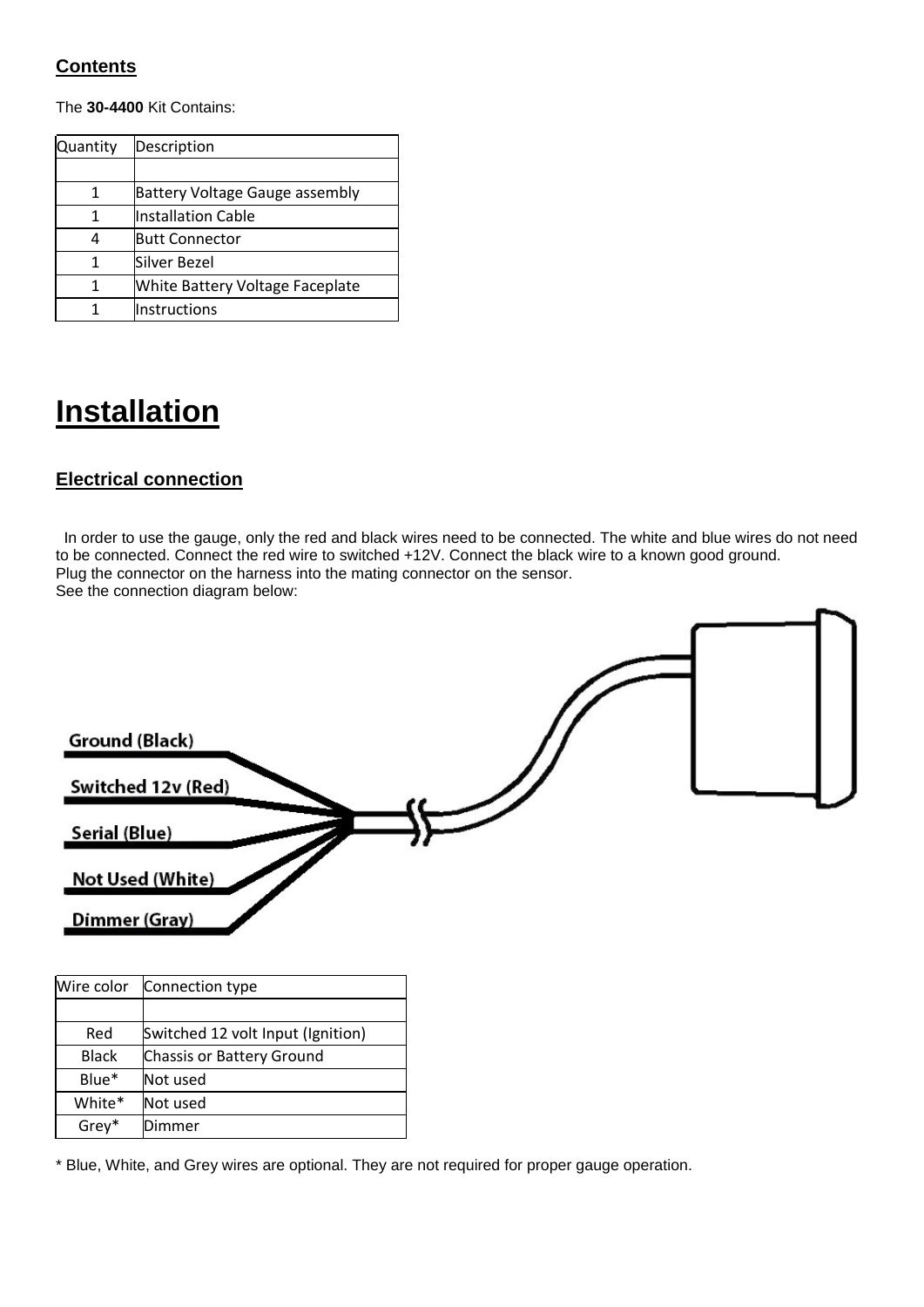## Contents

The **30-4400** Kit Contains:

| Quantity | Description |
|---|---|
| | |
| 1 | Battery Voltage Gauge assembly |
| 1 | Installation Cable |
| 4 | Butt Connector |
| 1 | Silver Bezel |
| 1 | White Battery Voltage Faceplate |
| 1 | Instructions |

# Installation

## Electrical connection

In order to use the gauge, only the red and black wires need to be connected. The white and blue wires do not need to be connected. Connect the red wire to switched +12V. Connect the black wire to a known good ground.
Plug the connector on the harness into the mating connector on the sensor.
See the connection diagram below:

Ground (Black)
Switched 12v (Red)
Serial (Blue)
Not Used (White)
Dimmer (Gray)

| Wire color | Connection type |
|---|---|
| | |
| Red | Switched 12 volt Input (Ignition) |
| Black | Chassis or Battery Ground |
| Blue* | Not used |
| White* | Not used |
| Grey* | Dimmer |

* Blue, White, and Grey wires are optional. They are not required for proper gauge operation.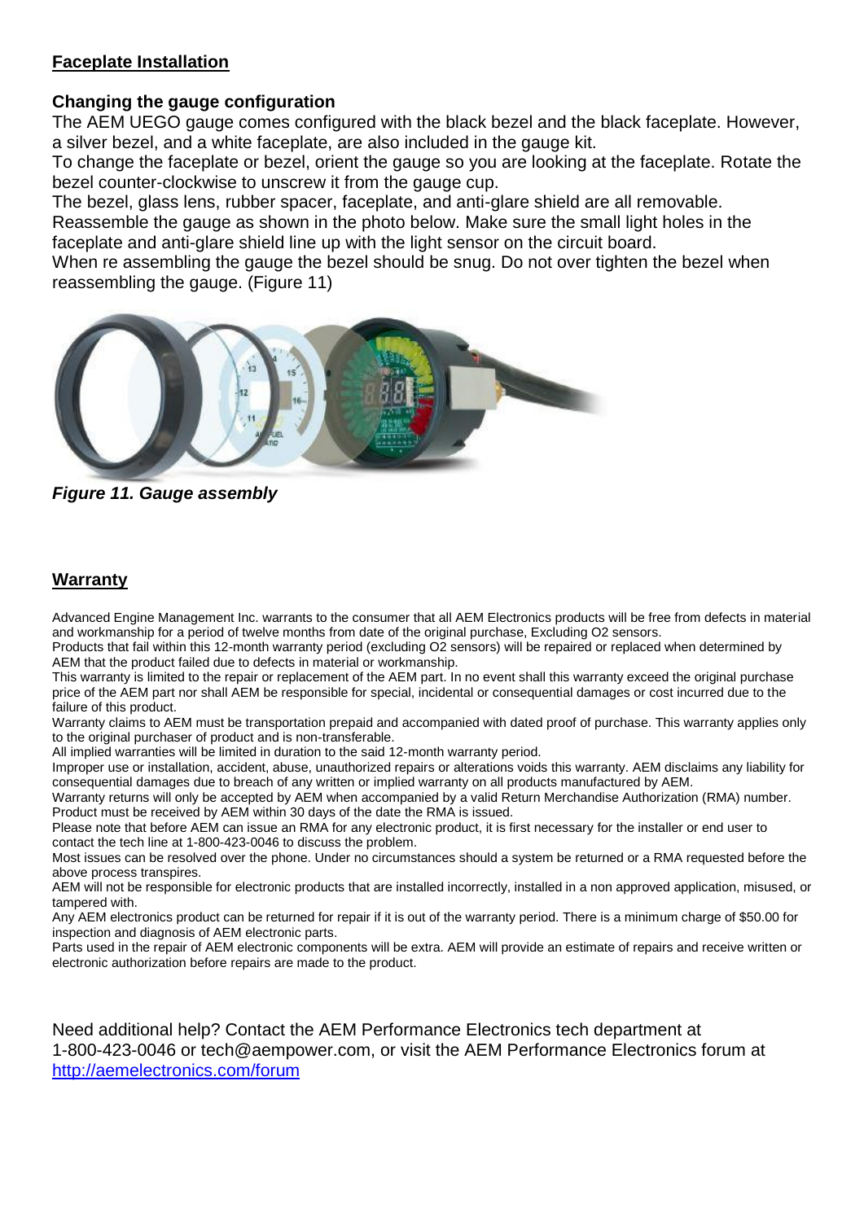## Faceplate Installation

### Changing the gauge configuration

The AEM UEGO gauge comes configured with the black bezel and the black faceplate. However, a silver bezel, and a white faceplate, are also included in the gauge kit.

To change the faceplate or bezel, orient the gauge so you are looking at the faceplate. Rotate the bezel counter-clockwise to unscrew it from the gauge cup.

The bezel, glass lens, rubber spacer, faceplate, and anti-glare shield are all removable. Reassemble the gauge as shown in the photo below. Make sure the small light holes in the faceplate and anti-glare shield line up with the light sensor on the circuit board.

When re assembling the gauge the bezel should be snug. Do not over tighten the bezel when reassembling the gauge. (Figure 11)

***Figure 11. Gauge assembly***

## Warranty

Advanced Engine Management Inc. warrants to the consumer that all AEM Electronics products will be free from defects in material and workmanship for a period of twelve months from date of the original purchase, Excluding O2 sensors.

Products that fail within this 12-month warranty period (excluding O2 sensors) will be repaired or replaced when determined by AEM that the product failed due to defects in material or workmanship.

This warranty is limited to the repair or replacement of the AEM part. In no event shall this warranty exceed the original purchase price of the AEM part nor shall AEM be responsible for special, incidental or consequential damages or cost incurred due to the failure of this product.

Warranty claims to AEM must be transportation prepaid and accompanied with dated proof of purchase. This warranty applies only to the original purchaser of product and is non-transferable.

All implied warranties will be limited in duration to the said 12-month warranty period.

Improper use or installation, accident, abuse, unauthorized repairs or alterations voids this warranty. AEM disclaims any liability for consequential damages due to breach of any written or implied warranty on all products manufactured by AEM.

Warranty returns will only be accepted by AEM when accompanied by a valid Return Merchandise Authorization (RMA) number. Product must be received by AEM within 30 days of the date the RMA is issued.

Please note that before AEM can issue an RMA for any electronic product, it is first necessary for the installer or end user to contact the tech line at 1-800-423-0046 to discuss the problem.

Most issues can be resolved over the phone. Under no circumstances should a system be returned or a RMA requested before the above process transpires.

AEM will not be responsible for electronic products that are installed incorrectly, installed in a non approved application, misused, or tampered with.

Any AEM electronics product can be returned for repair if it is out of the warranty period. There is a minimum charge of $50.00 for inspection and diagnosis of AEM electronic parts.

Parts used in the repair of AEM electronic components will be extra. AEM will provide an estimate of repairs and receive written or electronic authorization before repairs are made to the product.

Need additional help? Contact the AEM Performance Electronics tech department at 1-800-423-0046 or tech@aempower.com, or visit the AEM Performance Electronics forum at [http://aemelectronics.com/forum](http://aemelectronics.com/forum)